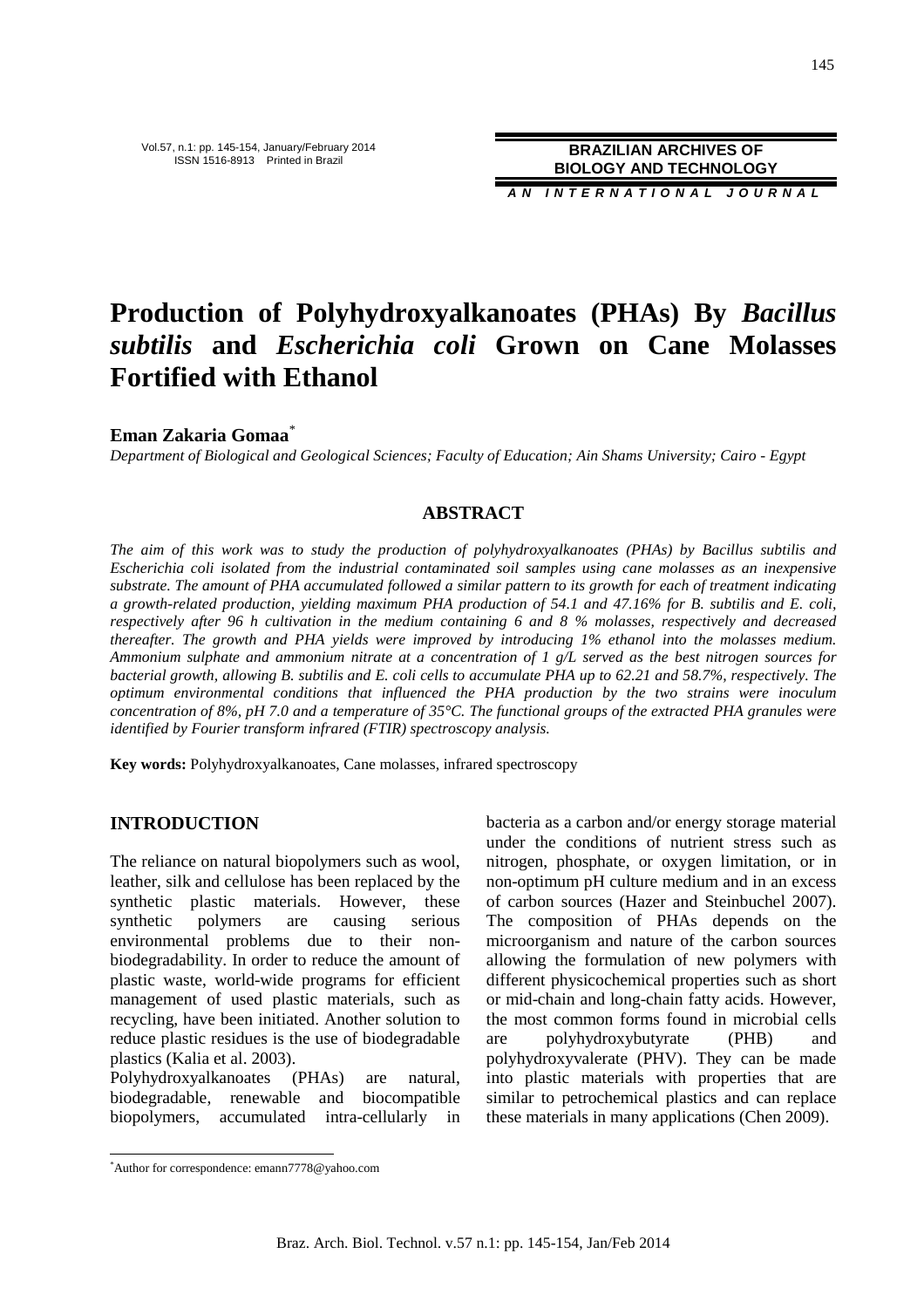# Production of Polyhydroxyalkanoates (PHAs) By *Bacillus subtilis* and *Escherichia coli* Grown on Cane Molasses Fortified with Ethanol

**Eman Zakaria Gomaa**[*]

*Department of Biological and Geological Sciences; Faculty of Education; Ain Shams University; Cairo - Egypt*

## ABSTRACT

*The aim of this work was to study the production of polyhydroxyalkanoates (PHAs) by Bacillus subtilis and Escherichia coli isolated from the industrial contaminated soil samples using cane molasses as an inexpensive substrate. The amount of PHA accumulated followed a similar pattern to its growth for each of treatment indicating a growth-related production, yielding maximum PHA production of 54.1 and 47.16% for B. subtilis and E. coli, respectively after 96 h cultivation in the medium containing 6 and 8 % molasses, respectively and decreased thereafter. The growth and PHA yields were improved by introducing 1% ethanol into the molasses medium. Ammonium sulphate and ammonium nitrate at a concentration of 1 g/L served as the best nitrogen sources for bacterial growth, allowing B. subtilis and E. coli cells to accumulate PHA up to 62.21 and 58.7%, respectively. The optimum environmental conditions that influenced the PHA production by the two strains were inoculum concentration of 8%, pH 7.0 and a temperature of 35°C. The functional groups of the extracted PHA granules were identified by Fourier transform infrared (FTIR) spectroscopy analysis.*

**Key words:** Polyhydroxyalkanoates, Cane molasses, infrared spectroscopy

## INTRODUCTION

The reliance on natural biopolymers such as wool, leather, silk and cellulose has been replaced by the synthetic plastic materials. However, these synthetic polymers are causing serious environmental problems due to their non-biodegradability. In order to reduce the amount of plastic waste, world-wide programs for efficient management of used plastic materials, such as recycling, have been initiated. Another solution to reduce plastic residues is the use of biodegradable plastics (Kalia et al. 2003).

Polyhydroxyalkanoates (PHAs) are natural, biodegradable, renewable and biocompatible biopolymers, accumulated intra-cellularly in bacteria as a carbon and/or energy storage material under the conditions of nutrient stress such as nitrogen, phosphate, or oxygen limitation, or in non-optimum pH culture medium and in an excess of carbon sources (Hazer and Steinbuchel 2007). The composition of PHAs depends on the microorganism and nature of the carbon sources allowing the formulation of new polymers with different physicochemical properties such as short or mid-chain and long-chain fatty acids. However, the most common forms found in microbial cells are polyhydroxybutyrate (PHB) and polyhydroxyvalerate (PHV). They can be made into plastic materials with properties that are similar to petrochemical plastics and can replace these materials in many applications (Chen 2009).

[*] Author for correspondence: emann7778@yahoo.com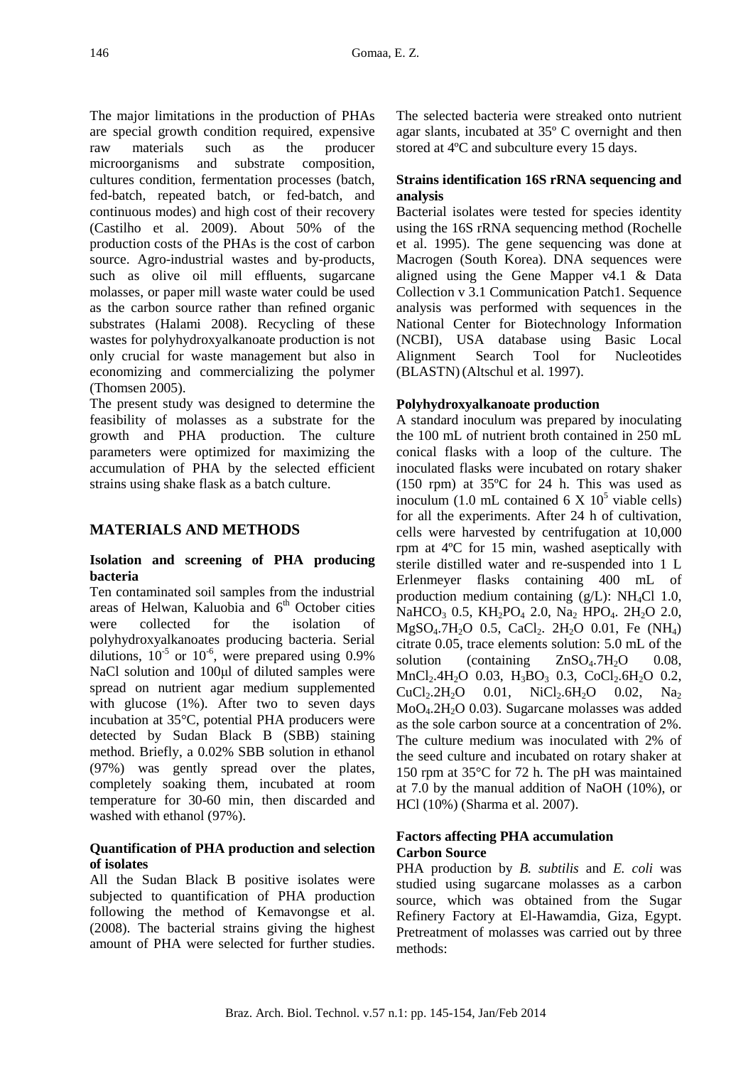The major limitations in the production of PHAs are special growth condition required, expensive raw materials such as the producer microorganisms and substrate composition, cultures condition, fermentation processes (batch, fed-batch, repeated batch, or fed-batch, and continuous modes) and high cost of their recovery (Castilho et al. 2009). About 50% of the production costs of the PHAs is the cost of carbon source. Agro-industrial wastes and by-products, such as olive oil mill effluents, sugarcane molasses, or paper mill waste water could be used as the carbon source rather than refined organic substrates (Halami 2008). Recycling of these wastes for polyhydroxyalkanoate production is not only crucial for waste management but also in economizing and commercializing the polymer (Thomsen 2005).

The present study was designed to determine the feasibility of molasses as a substrate for the growth and PHA production. The culture parameters were optimized for maximizing the accumulation of PHA by the selected efficient strains using shake flask as a batch culture.

## MATERIALS AND METHODS

### Isolation and screening of PHA producing bacteria

Ten contaminated soil samples from the industrial areas of Helwan, Kaluobia and 6th October cities were collected for the isolation of polyhydroxyalkanoates producing bacteria. Serial dilutions, $10^{-5}$ or $10^{-6}$, were prepared using 0.9% NaCl solution and 100μl of diluted samples were spread on nutrient agar medium supplemented with glucose (1%). After two to seven days incubation at 35°C, potential PHA producers were detected by Sudan Black B (SBB) staining method. Briefly, a 0.02% SBB solution in ethanol (97%) was gently spread over the plates, completely soaking them, incubated at room temperature for 30-60 min, then discarded and washed with ethanol (97%).

### Quantification of PHA production and selection of isolates

All the Sudan Black B positive isolates were subjected to quantification of PHA production following the method of Kemavongse et al. (2008). The bacterial strains giving the highest amount of PHA were selected for further studies. The selected bacteria were streaked onto nutrient agar slants, incubated at 35º C overnight and then stored at 4ºC and subculture every 15 days.

### Strains identification 16S rRNA sequencing and analysis

Bacterial isolates were tested for species identity using the 16S rRNA sequencing method (Rochelle et al. 1995). The gene sequencing was done at Macrogen (South Korea). DNA sequences were aligned using the Gene Mapper v4.1 & Data Collection v 3.1 Communication Patch1. Sequence analysis was performed with sequences in the National Center for Biotechnology Information (NCBI), USA database using Basic Local Alignment Search Tool for Nucleotides (BLASTN) (Altschul et al. 1997).

### Polyhydroxyalkanoate production

A standard inoculum was prepared by inoculating the 100 mL of nutrient broth contained in 250 mL conical flasks with a loop of the culture. The inoculated flasks were incubated on rotary shaker (150 rpm) at 35ºC for 24 h. This was used as inoculum (1.0 mL contained 6 X $10^5$ viable cells) for all the experiments. After 24 h of cultivation, cells were harvested by centrifugation at 10,000 rpm at 4ºC for 15 min, washed aseptically with sterile distilled water and re-suspended into 1 L Erlenmeyer flasks containing 400 mL of production medium containing (g/L): $NH_4Cl$ 1.0, $NaHCO_3$ 0.5, $KH_2PO_4$ 2.0, $Na_2\ HPO_4.\ 2H_2O$ 2.0, $MgSO_4.7H_2O$ 0.5, $CaCl_2.\ 2H_2O$ 0.01, Fe $(NH_4)$ citrate 0.05, trace elements solution: 5.0 mL of the solution (containing $ZnSO_4.7H_2O$ 0.08, $MnCl_2.4H_2O$ 0.03, $H_3BO_3$ 0.3, $CoCl_2.6H_2O$ 0.2, $CuCl_2.2H_2O$ 0.01, $NiCl_2.6H_2O$ 0.02, $Na_2\ MoO_4.2H_2O$ 0.03). Sugarcane molasses was added as the sole carbon source at a concentration of 2%. The culture medium was inoculated with 2% of the seed culture and incubated on rotary shaker at 150 rpm at 35°C for 72 h. The pH was maintained at 7.0 by the manual addition of NaOH (10%), or HCl (10%) (Sharma et al. 2007).

### Factors affecting PHA accumulation

#### Carbon Source

PHA production by *B. subtilis* and *E. coli* was studied using sugarcane molasses as a carbon source, which was obtained from the Sugar Refinery Factory at El-Hawamdia, Giza, Egypt. Pretreatment of molasses was carried out by three methods: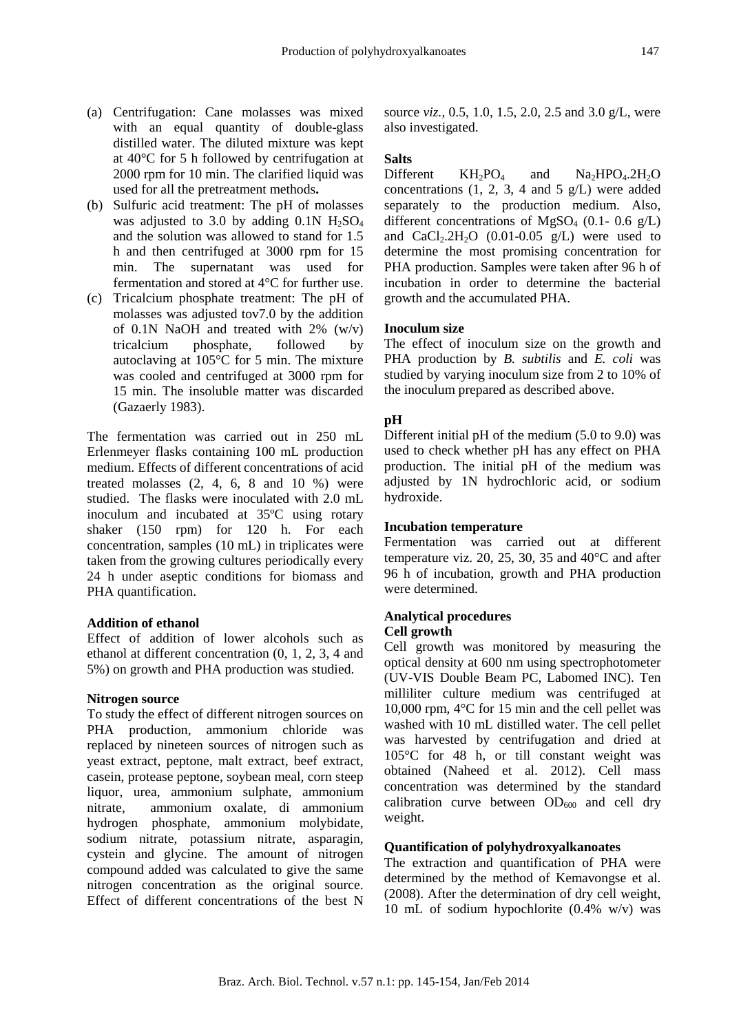(a) Centrifugation: Cane molasses was mixed with an equal quantity of double-glass distilled water. The diluted mixture was kept at 40°C for 5 h followed by centrifugation at 2000 rpm for 10 min. The clarified liquid was used for all the pretreatment methods**.**
(b) Sulfuric acid treatment: The pH of molasses was adjusted to 3.0 by adding 0.1N $H_2SO_4$ and the solution was allowed to stand for 1.5 h and then centrifuged at 3000 rpm for 15 min. The supernatant was used for fermentation and stored at 4°C for further use.
(c) Tricalcium phosphate treatment: The pH of molasses was adjusted tov7.0 by the addition of 0.1N NaOH and treated with 2% (w/v) tricalcium phosphate, followed by autoclaving at 105°C for 5 min. The mixture was cooled and centrifuged at 3000 rpm for 15 min. The insoluble matter was discarded (Gazaerly 1983).

The fermentation was carried out in 250 mL Erlenmeyer flasks containing 100 mL production medium. Effects of different concentrations of acid treated molasses (2, 4, 6, 8 and 10 %) were studied. The flasks were inoculated with 2.0 mL inoculum and incubated at 35ºC using rotary shaker (150 rpm) for 120 h. For each concentration, samples (10 mL) in triplicates were taken from the growing cultures periodically every 24 h under aseptic conditions for biomass and PHA quantification.

**Addition of ethanol**

Effect of addition of lower alcohols such as ethanol at different concentration (0, 1, 2, 3, 4 and 5%) on growth and PHA production was studied.

**Nitrogen source**

To study the effect of different nitrogen sources on PHA production, ammonium chloride was replaced by nineteen sources of nitrogen such as yeast extract, peptone, malt extract, beef extract, casein, protease peptone, soybean meal, corn steep liquor, urea, ammonium sulphate, ammonium nitrate, ammonium oxalate, di ammonium hydrogen phosphate, ammonium molybidate, sodium nitrate, potassium nitrate, asparagin, cystein and glycine. The amount of nitrogen compound added was calculated to give the same nitrogen concentration as the original source. Effect of different concentrations of the best N source *viz.*, 0.5, 1.0, 1.5, 2.0, 2.5 and 3.0 g/L, were also investigated.

**Salts**

Different $KH_2PO_4$ and $Na_2HPO_4.2H_2O$ concentrations (1, 2, 3, 4 and 5 g/L) were added separately to the production medium. Also, different concentrations of $MgSO_4$ (0.1- 0.6 g/L) and $CaCl_2.2H_2O$ (0.01-0.05 g/L) were used to determine the most promising concentration for PHA production. Samples were taken after 96 h of incubation in order to determine the bacterial growth and the accumulated PHA.

**Inoculum size**

The effect of inoculum size on the growth and PHA production by *B. subtilis* and *E. coli* was studied by varying inoculum size from 2 to 10% of the inoculum prepared as described above.

**pH**

Different initial pH of the medium (5.0 to 9.0) was used to check whether pH has any effect on PHA production. The initial pH of the medium was adjusted by 1N hydrochloric acid, or sodium hydroxide.

**Incubation temperature**

Fermentation was carried out at different temperature viz. 20, 25, 30, 35 and 40°C and after 96 h of incubation, growth and PHA production were determined.

**Analytical procedures**

**Cell growth**

Cell growth was monitored by measuring the optical density at 600 nm using spectrophotometer (UV-VIS Double Beam PC, Labomed INC). Ten milliliter culture medium was centrifuged at 10,000 rpm, 4°C for 15 min and the cell pellet was washed with 10 mL distilled water. The cell pellet was harvested by centrifugation and dried at 105°C for 48 h, or till constant weight was obtained (Naheed et al. 2012). Cell mass concentration was determined by the standard calibration curve between $OD_{600}$ and cell dry weight.

**Quantification of polyhydroxyalkanoates**

The extraction and quantification of PHA were determined by the method of Kemavongse et al. (2008). After the determination of dry cell weight, 10 mL of sodium hypochlorite (0.4% w/v) was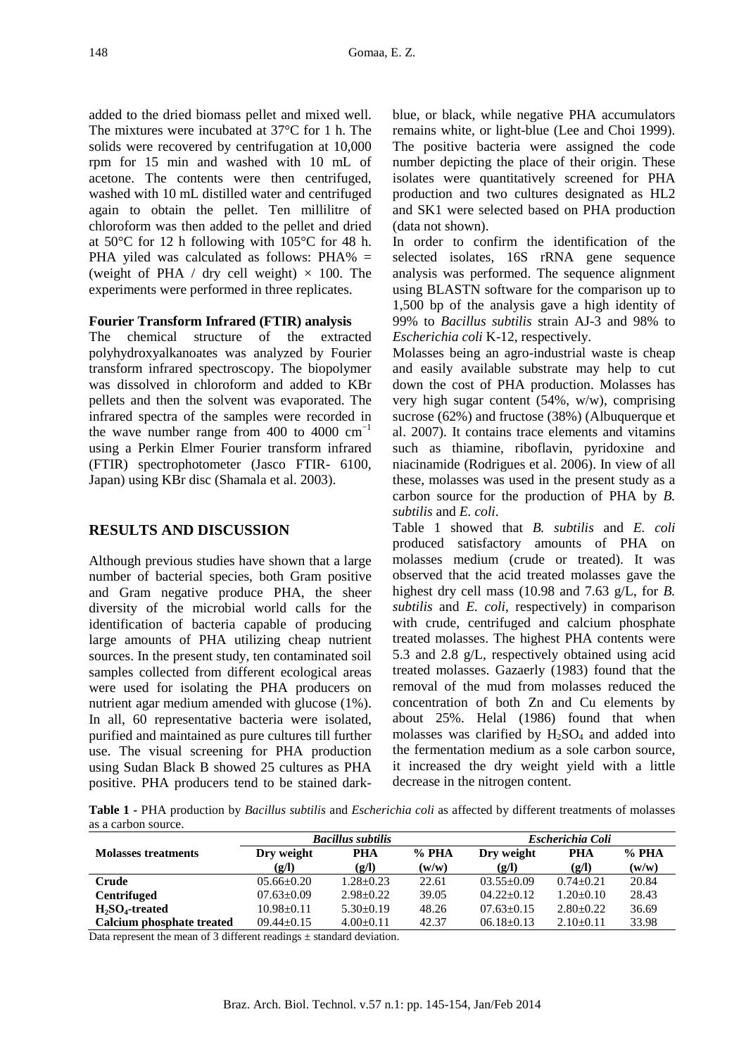added to the dried biomass pellet and mixed well. The mixtures were incubated at 37°C for 1 h. The solids were recovered by centrifugation at 10,000 rpm for 15 min and washed with 10 mL of acetone. The contents were then centrifuged, washed with 10 mL distilled water and centrifuged again to obtain the pellet. Ten millilitre of chloroform was then added to the pellet and dried at 50°C for 12 h following with 105°C for 48 h. PHA yiled was calculated as follows: PHA% = (weight of PHA / dry cell weight) × 100. The experiments were performed in three replicates.

**Fourier Transform Infrared (FTIR) analysis**

The chemical structure of the extracted polyhydroxyalkanoates was analyzed by Fourier transform infrared spectroscopy. The biopolymer was dissolved in chloroform and added to KBr pellets and then the solvent was evaporated. The infrared spectra of the samples were recorded in the wave number range from 400 to 4000 $cm^{-1}$ using a Perkin Elmer Fourier transform infrared (FTIR) spectrophotometer (Jasco FTIR- 6100, Japan) using KBr disc (Shamala et al. 2003).

## RESULTS AND DISCUSSION

Although previous studies have shown that a large number of bacterial species, both Gram positive and Gram negative produce PHA, the sheer diversity of the microbial world calls for the identification of bacteria capable of producing large amounts of PHA utilizing cheap nutrient sources. In the present study, ten contaminated soil samples collected from different ecological areas were used for isolating the PHA producers on nutrient agar medium amended with glucose (1%). In all, 60 representative bacteria were isolated, purified and maintained as pure cultures till further use. The visual screening for PHA production using Sudan Black B showed 25 cultures as PHA positive. PHA producers tend to be stained dark-blue, or black, while negative PHA accumulators remains white, or light-blue (Lee and Choi 1999). The positive bacteria were assigned the code number depicting the place of their origin. These isolates were quantitatively screened for PHA production and two cultures designated as HL2 and SK1 were selected based on PHA production (data not shown).

In order to confirm the identification of the selected isolates, 16S rRNA gene sequence analysis was performed. The sequence alignment using BLASTN software for the comparison up to 1,500 bp of the analysis gave a high identity of 99% to *Bacillus subtilis* strain AJ-3 and 98% to *Escherichia coli* K-12, respectively.

Molasses being an agro-industrial waste is cheap and easily available substrate may help to cut down the cost of PHA production. Molasses has very high sugar content (54%, w/w), comprising sucrose (62%) and fructose (38%) (Albuquerque et al. 2007). It contains trace elements and vitamins such as thiamine, riboflavin, pyridoxine and niacinamide (Rodrigues et al. 2006). In view of all these, molasses was used in the present study as a carbon source for the production of PHA by *B. subtilis* and *E. coli*.

Table 1 showed that *B. subtilis* and *E. coli* produced satisfactory amounts of PHA on molasses medium (crude or treated). It was observed that the acid treated molasses gave the highest dry cell mass (10.98 and 7.63 g/L, for *B. subtilis* and *E. coli*, respectively) in comparison with crude, centrifuged and calcium phosphate treated molasses. The highest PHA contents were 5.3 and 2.8 g/L, respectively obtained using acid treated molasses. Gazaerly (1983) found that the removal of the mud from molasses reduced the concentration of both Zn and Cu elements by about 25%. Helal (1986) found that when molasses was clarified by $H_2SO_4$ and added into the fermentation medium as a sole carbon source, it increased the dry weight yield with a little decrease in the nitrogen content.

**Table 1** - PHA production by *Bacillus subtilis* and *Escherichia coli* as affected by different treatments of molasses as a carbon source.

| Molasses treatments | *Bacillus subtilis* | | | *Escherichia Coli* | | |
|---|---|---|---|---|---|---|
| | Dry weight (g/l) | PHA (g/l) | % PHA (w/w) | Dry weight (g/l) | PHA (g/l) | % PHA (w/w) |
| **Crude** | 05.66±0.20 | 1.28±0.23 | 22.61 | 03.55±0.09 | 0.74±0.21 | 20.84 |
| **Centrifuged** | 07.63±0.09 | 2.98±0.22 | 39.05 | 04.22±0.12 | 1.20±0.10 | 28.43 |
| **$H_2SO_4$-treated** | 10.98±0.11 | 5.30±0.19 | 48.26 | 07.63±0.15 | 2.80±0.22 | 36.69 |
| **Calcium phosphate treated** | 09.44±0.15 | 4.00±0.11 | 42.37 | 06.18±0.13 | 2.10±0.11 | 33.98 |

Data represent the mean of 3 different readings ± standard deviation.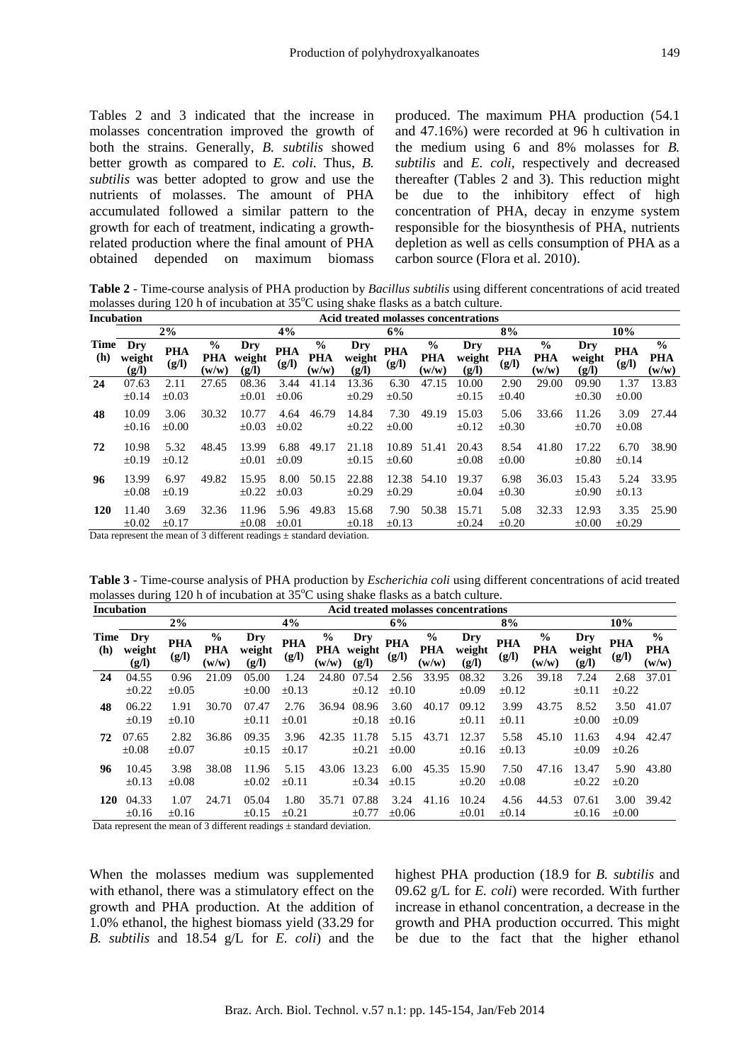Tables 2 and 3 indicated that the increase in molasses concentration improved the growth of both the strains. Generally, *B. subtilis* showed better growth as compared to *E. coli*. Thus, *B. subtilis* was better adopted to grow and use the nutrients of molasses. The amount of PHA accumulated followed a similar pattern to the growth for each of treatment, indicating a growth-related production where the final amount of PHA obtained depended on maximum biomass produced. The maximum PHA production (54.1 and 47.16%) were recorded at 96 h cultivation in the medium using 6 and 8% molasses for *B. subtilis* and *E. coli*, respectively and decreased thereafter (Tables 2 and 3). This reduction might be due to the inhibitory effect of high concentration of PHA, decay in enzyme system responsible for the biosynthesis of PHA, nutrients depletion as well as cells consumption of PHA as a carbon source (Flora et al. 2010).

**Table 2** - Time-course analysis of PHA production by *Bacillus subtilis* using different concentrations of acid treated molasses during 120 h of incubation at 35°C using shake flasks as a batch culture.

| Incubation | Acid treated molasses concentrations | | | | | | | | | | | | | | |
|---|---|---|---|---|---|---|---|---|---|---|---|---|---|---|---|
| | 2% | | | 4% | | | 6% | | | 8% | | | 10% | | |
| Time (h) | Dry weight (g/l) | PHA (g/l) | % PHA (w/w) | Dry weight (g/l) | PHA (g/l) | % PHA (w/w) | Dry weight (g/l) | PHA (g/l) | % PHA (w/w) | Dry weight (g/l) | PHA (g/l) | % PHA (w/w) | Dry weight (g/l) | PHA (g/l) | % PHA (w/w) |
| 24 | 07.63 ±0.14 | 2.11 ±0.03 | 27.65 | 08.36 ±0.01 | 3.44 ±0.06 | 41.14 | 13.36 ±0.29 | 6.30 ±0.50 | 47.15 | 10.00 ±0.15 | 2.90 ±0.40 | 29.00 | 09.90 ±0.30 | 1.37 ±0.00 | 13.83 |
| 48 | 10.09 ±0.16 | 3.06 ±0.00 | 30.32 | 10.77 ±0.03 | 4.64 ±0.02 | 46.79 | 14.84 ±0.22 | 7.30 ±0.00 | 49.19 | 15.03 ±0.12 | 5.06 ±0.30 | 33.66 | 11.26 ±0.70 | 3.09 ±0.08 | 27.44 |
| 72 | 10.98 ±0.19 | 5.32 ±0.12 | 48.45 | 13.99 ±0.01 | 6.88 ±0.09 | 49.17 | 21.18 ±0.15 | 10.89 ±0.60 | 51.41 | 20.43 ±0.08 | 8.54 ±0.00 | 41.80 | 17.22 ±0.80 | 6.70 ±0.14 | 38.90 |
| 96 | 13.99 ±0.08 | 6.97 ±0.19 | 49.82 | 15.95 ±0.22 | 8.00 ±0.03 | 50.15 | 22.88 ±0.29 | 12.38 ±0.29 | 54.10 | 19.37 ±0.04 | 6.98 ±0.30 | 36.03 | 15.43 ±0.90 | 5.24 ±0.13 | 33.95 |
| 120 | 11.40 ±0.02 | 3.69 ±0.17 | 32.36 | 11.96 ±0.08 | 5.96 ±0.01 | 49.83 | 15.68 ±0.18 | 7.90 ±0.13 | 50.38 | 15.71 ±0.24 | 5.08 ±0.20 | 32.33 | 12.93 ±0.00 | 3.35 ±0.29 | 25.90 |

Data represent the mean of 3 different readings ± standard deviation.

**Table 3** - Time-course analysis of PHA production by *Escherichia coli* using different concentrations of acid treated molasses during 120 h of incubation at 35°C using shake flasks as a batch culture.

| Incubation | Acid treated molasses concentrations | | | | | | | | | | | | | | |
|---|---|---|---|---|---|---|---|---|---|---|---|---|---|---|---|
| | 2% | | | 4% | | | 6% | | | 8% | | | 10% | | |
| Time (h) | Dry weight (g/l) | PHA (g/l) | % PHA (w/w) | Dry weight (g/l) | PHA (g/l) | % PHA (w/w) | Dry weight (g/l) | PHA (g/l) | % PHA (w/w) | Dry weight (g/l) | PHA (g/l) | % PHA (w/w) | Dry weight (g/l) | PHA (g/l) | % PHA (w/w) |
| 24 | 04.55 ±0.22 | 0.96 ±0.05 | 21.09 | 05.00 ±0.00 | 1.24 ±0.13 | 24.80 | 07.54 ±0.12 | 2.56 ±0.10 | 33.95 | 08.32 ±0.09 | 3.26 ±0.12 | 39.18 | 7.24 ±0.11 | 2.68 ±0.22 | 37.01 |
| 48 | 06.22 ±0.19 | 1.91 ±0.10 | 30.70 | 07.47 ±0.11 | 2.76 ±0.01 | 36.94 | 08.96 ±0.18 | 3.60 ±0.16 | 40.17 | 09.12 ±0.11 | 3.99 ±0.11 | 43.75 | 8.52 ±0.00 | 3.50 ±0.09 | 41.07 |
| 72 | 07.65 ±0.08 | 2.82 ±0.07 | 36.86 | 09.35 ±0.15 | 3.96 ±0.17 | 42.35 | 11.78 ±0.21 | 5.15 ±0.00 | 43.71 | 12.37 ±0.16 | 5.58 ±0.13 | 45.10 | 11.63 ±0.09 | 4.94 ±0.26 | 42.47 |
| 96 | 10.45 ±0.13 | 3.98 ±0.08 | 38.08 | 11.96 ±0.02 | 5.15 ±0.11 | 43.06 | 13.23 ±0.34 | 6.00 ±0.15 | 45.35 | 15.90 ±0.20 | 7.50 ±0.08 | 47.16 | 13.47 ±0.22 | 5.90 ±0.20 | 43.80 |
| 120 | 04.33 ±0.16 | 1.07 ±0.16 | 24.71 | 05.04 ±0.15 | 1.80 ±0.21 | 35.71 | 07.88 ±0.77 | 3.24 ±0.06 | 41.16 | 10.24 ±0.01 | 4.56 ±0.14 | 44.53 | 07.61 ±0.16 | 3.00 ±0.00 | 39.42 |

Data represent the mean of 3 different readings ± standard deviation.

When the molasses medium was supplemented with ethanol, there was a stimulatory effect on the growth and PHA production. At the addition of 1.0% ethanol, the highest biomass yield (33.29 for *B. subtilis* and 18.54 g/L for *E. coli*) and the highest PHA production (18.9 for *B. subtilis* and 09.62 g/L for *E. coli*) were recorded. With further increase in ethanol concentration, a decrease in the growth and PHA production occurred. This might be due to the fact that the higher ethanol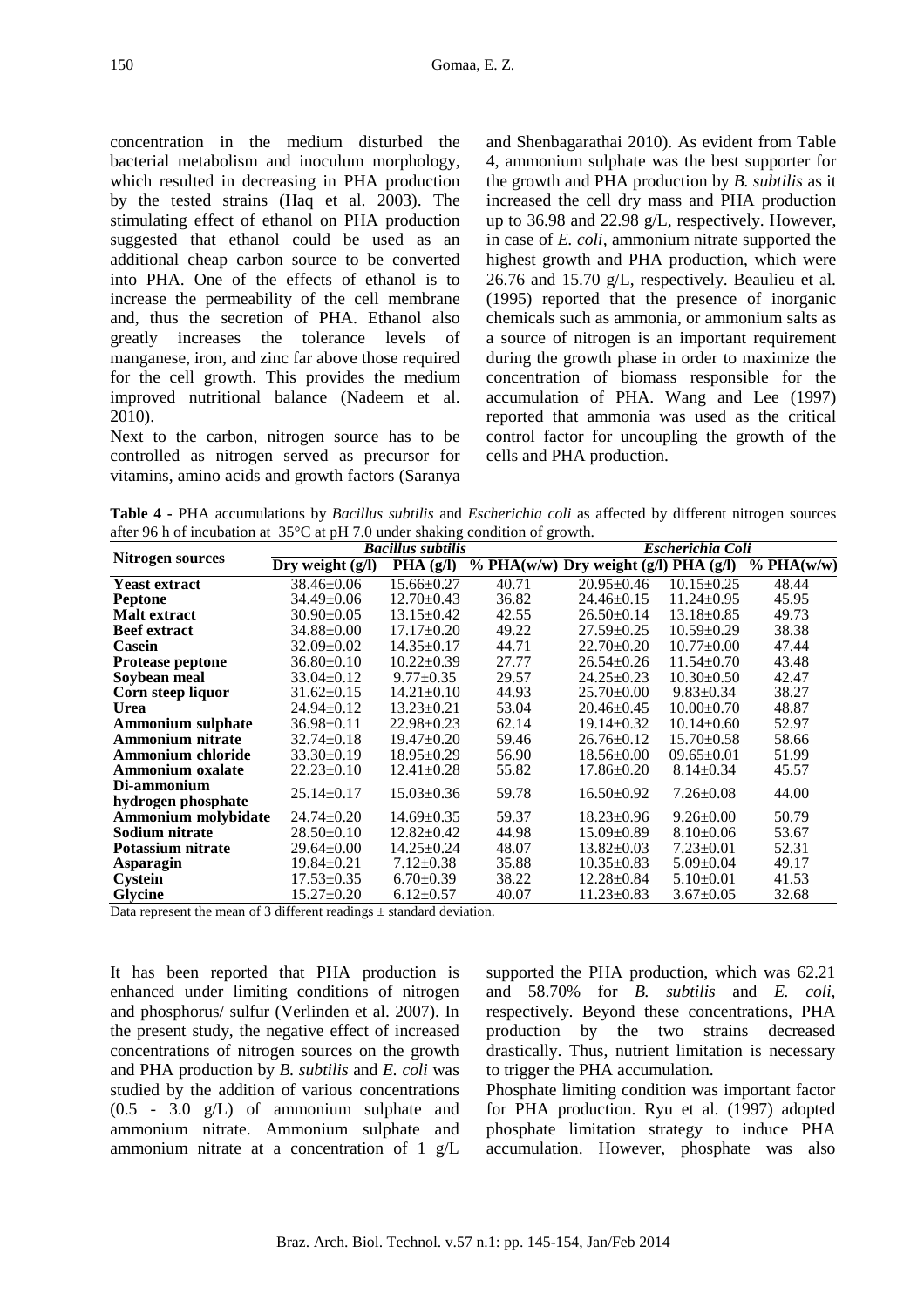concentration in the medium disturbed the bacterial metabolism and inoculum morphology, which resulted in decreasing in PHA production by the tested strains (Haq et al. 2003). The stimulating effect of ethanol on PHA production suggested that ethanol could be used as an additional cheap carbon source to be converted into PHA. One of the effects of ethanol is to increase the permeability of the cell membrane and, thus the secretion of PHA. Ethanol also greatly increases the tolerance levels of manganese, iron, and zinc far above those required for the cell growth. This provides the medium improved nutritional balance (Nadeem et al. 2010).

Next to the carbon, nitrogen source has to be controlled as nitrogen served as precursor for vitamins, amino acids and growth factors (Saranya and Shenbagarathai 2010). As evident from Table 4, ammonium sulphate was the best supporter for the growth and PHA production by *B. subtilis* as it increased the cell dry mass and PHA production up to 36.98 and 22.98 g/L, respectively. However, in case of *E. coli*, ammonium nitrate supported the highest growth and PHA production, which were 26.76 and 15.70 g/L, respectively. Beaulieu et al. (1995) reported that the presence of inorganic chemicals such as ammonia, or ammonium salts as a source of nitrogen is an important requirement during the growth phase in order to maximize the concentration of biomass responsible for the accumulation of PHA. Wang and Lee (1997) reported that ammonia was used as the critical control factor for uncoupling the growth of the cells and PHA production.

**Table 4 -** PHA accumulations by *Bacillus subtilis* and *Escherichia coli* as affected by different nitrogen sources after 96 h of incubation at 35°C at pH 7.0 under shaking condition of growth.

| Nitrogen sources | *Bacillus subtilis* | | | *Escherichia Coli* | | |
|---|---|---|---|---|---|---|
| | Dry weight (g/l) | PHA (g/l) | % PHA(w/w) | Dry weight (g/l) | PHA (g/l) | % PHA(w/w) |
| **Yeast extract** | 38.46±0.06 | 15.66±0.27 | 40.71 | 20.95±0.46 | 10.15±0.25 | 48.44 |
| **Peptone** | 34.49±0.06 | 12.70±0.43 | 36.82 | 24.46±0.15 | 11.24±0.95 | 45.95 |
| **Malt extract** | 30.90±0.05 | 13.15±0.42 | 42.55 | 26.50±0.14 | 13.18±0.85 | 49.73 |
| **Beef extract** | 34.88±0.00 | 17.17±0.20 | 49.22 | 27.59±0.25 | 10.59±0.29 | 38.38 |
| **Casein** | 32.09±0.02 | 14.35±0.17 | 44.71 | 22.70±0.20 | 10.77±0.00 | 47.44 |
| **Protease peptone** | 36.80±0.10 | 10.22±0.39 | 27.77 | 26.54±0.26 | 11.54±0.70 | 43.48 |
| **Soybean meal** | 33.04±0.12 | 9.77±0.35 | 29.57 | 24.25±0.23 | 10.30±0.50 | 42.47 |
| **Corn steep liquor** | 31.62±0.15 | 14.21±0.10 | 44.93 | 25.70±0.00 | 9.83±0.34 | 38.27 |
| **Urea** | 24.94±0.12 | 13.23±0.21 | 53.04 | 20.46±0.45 | 10.00±0.70 | 48.87 |
| **Ammonium sulphate** | 36.98±0.11 | 22.98±0.23 | 62.14 | 19.14±0.32 | 10.14±0.60 | 52.97 |
| **Ammonium nitrate** | 32.74±0.18 | 19.47±0.20 | 59.46 | 26.76±0.12 | 15.70±0.58 | 58.66 |
| **Ammonium chloride** | 33.30±0.19 | 18.95±0.29 | 56.90 | 18.56±0.00 | 09.65±0.01 | 51.99 |
| **Ammonium oxalate** | 22.23±0.10 | 12.41±0.28 | 55.82 | 17.86±0.20 | 8.14±0.34 | 45.57 |
| **Di-ammonium hydrogen phosphate** | 25.14±0.17 | 15.03±0.36 | 59.78 | 16.50±0.92 | 7.26±0.08 | 44.00 |
| **Ammonium molybidate** | 24.74±0.20 | 14.69±0.35 | 59.37 | 18.23±0.96 | 9.26±0.00 | 50.79 |
| **Sodium nitrate** | 28.50±0.10 | 12.82±0.42 | 44.98 | 15.09±0.89 | 8.10±0.06 | 53.67 |
| **Potassium nitrate** | 29.64±0.00 | 14.25±0.24 | 48.07 | 13.82±0.03 | 7.23±0.01 | 52.31 |
| **Asparagin** | 19.84±0.21 | 7.12±0.38 | 35.88 | 10.35±0.83 | 5.09±0.04 | 49.17 |
| **Cystein** | 17.53±0.35 | 6.70±0.39 | 38.22 | 12.28±0.84 | 5.10±0.01 | 41.53 |
| **Glycine** | 15.27±0.20 | 6.12±0.57 | 40.07 | 11.23±0.83 | 3.67±0.05 | 32.68 |

Data represent the mean of 3 different readings ± standard deviation.

It has been reported that PHA production is enhanced under limiting conditions of nitrogen and phosphorus/ sulfur (Verlinden et al. 2007). In the present study, the negative effect of increased concentrations of nitrogen sources on the growth and PHA production by *B. subtilis* and *E. coli* was studied by the addition of various concentrations (0.5 - 3.0 g/L) of ammonium sulphate and ammonium nitrate. Ammonium sulphate and ammonium nitrate at a concentration of 1 g/L supported the PHA production, which was 62.21 and 58.70% for *B. subtilis* and *E. coli*, respectively. Beyond these concentrations, PHA production by the two strains decreased drastically. Thus, nutrient limitation is necessary to trigger the PHA accumulation.

Phosphate limiting condition was important factor for PHA production. Ryu et al. (1997) adopted phosphate limitation strategy to induce PHA accumulation. However, phosphate was also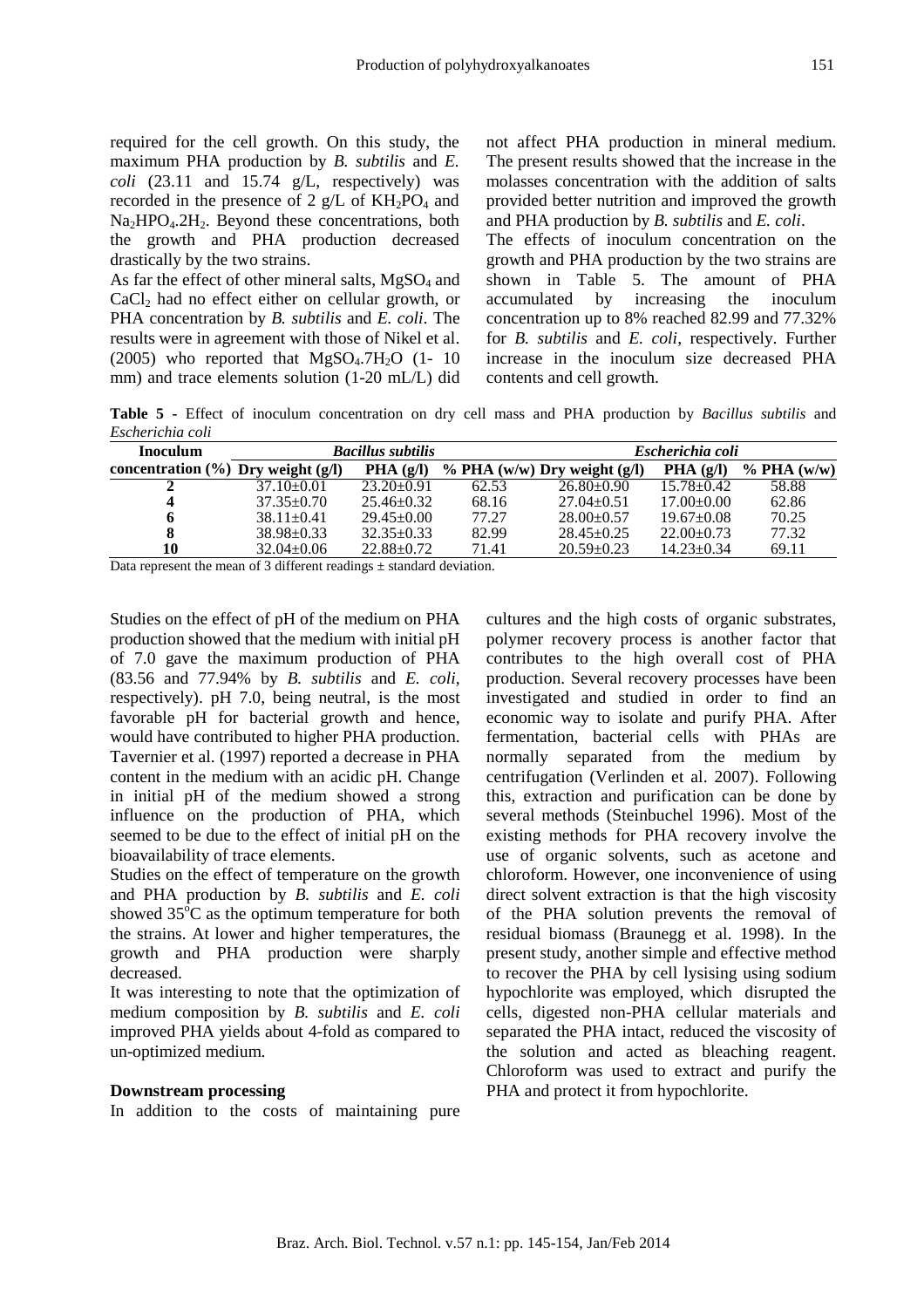required for the cell growth. On this study, the maximum PHA production by *B. subtilis* and *E. coli* (23.11 and 15.74 g/L, respectively) was recorded in the presence of 2 g/L of $KH_2PO_4$ and $Na_2HPO_4.2H_2$. Beyond these concentrations, both the growth and PHA production decreased drastically by the two strains.

As far the effect of other mineral salts, $MgSO_4$ and $CaCl_2$ had no effect either on cellular growth, or PHA concentration by *B. subtilis* and *E. coli*. The results were in agreement with those of Nikel et al. (2005) who reported that $MgSO_4.7H_2O$ (1- 10 mm) and trace elements solution (1-20 mL/L) did not affect PHA production in mineral medium. The present results showed that the increase in the molasses concentration with the addition of salts provided better nutrition and improved the growth and PHA production by *B. subtilis* and *E. coli*.

The effects of inoculum concentration on the growth and PHA production by the two strains are shown in Table 5. The amount of PHA accumulated by increasing the inoculum concentration up to 8% reached 82.99 and 77.32% for *B. subtilis* and *E. coli*, respectively. Further increase in the inoculum size decreased PHA contents and cell growth.

**Table 5** - Effect of inoculum concentration on dry cell mass and PHA production by *Bacillus subtilis* and *Escherichia coli*

| Inoculum | *Bacillus subtilis* | | | *Escherichia coli* | | |
|---|---|---|---|---|---|---|
| concentration (%) | Dry weight (g/l) | PHA (g/l) | % PHA (w/w) | Dry weight (g/l) | PHA (g/l) | % PHA (w/w) |
| **2** | 37.10±0.01 | 23.20±0.91 | 62.53 | 26.80±0.90 | 15.78±0.42 | 58.88 |
| **4** | 37.35±0.70 | 25.46±0.32 | 68.16 | 27.04±0.51 | 17.00±0.00 | 62.86 |
| **6** | 38.11±0.41 | 29.45±0.00 | 77.27 | 28.00±0.57 | 19.67±0.08 | 70.25 |
| **8** | 38.98±0.33 | 32.35±0.33 | 82.99 | 28.45±0.25 | 22.00±0.73 | 77.32 |
| **10** | 32.04±0.06 | 22.88±0.72 | 71.41 | 20.59±0.23 | 14.23±0.34 | 69.11 |

Data represent the mean of 3 different readings ± standard deviation.

Studies on the effect of pH of the medium on PHA production showed that the medium with initial pH of 7.0 gave the maximum production of PHA (83.56 and 77.94% by *B. subtilis* and *E. coli*, respectively). pH 7.0, being neutral, is the most favorable pH for bacterial growth and hence, would have contributed to higher PHA production. Tavernier et al. (1997) reported a decrease in PHA content in the medium with an acidic pH. Change in initial pH of the medium showed a strong influence on the production of PHA, which seemed to be due to the effect of initial pH on the bioavailability of trace elements.

Studies on the effect of temperature on the growth and PHA production by *B. subtilis* and *E. coli* showed $35^oC$ as the optimum temperature for both the strains. At lower and higher temperatures, the growth and PHA production were sharply decreased.

It was interesting to note that the optimization of medium composition by *B. subtilis* and *E. coli* improved PHA yields about 4-fold as compared to un-optimized medium.

**Downstream processing**

In addition to the costs of maintaining pure cultures and the high costs of organic substrates, polymer recovery process is another factor that contributes to the high overall cost of PHA production. Several recovery processes have been investigated and studied in order to find an economic way to isolate and purify PHA. After fermentation, bacterial cells with PHAs are normally separated from the medium by centrifugation (Verlinden et al. 2007). Following this, extraction and purification can be done by several methods (Steinbuchel 1996). Most of the existing methods for PHA recovery involve the use of organic solvents, such as acetone and chloroform. However, one inconvenience of using direct solvent extraction is that the high viscosity of the PHA solution prevents the removal of residual biomass (Braunegg et al. 1998). In the present study, another simple and effective method to recover the PHA by cell lysising using sodium hypochlorite was employed, which disrupted the cells, digested non-PHA cellular materials and separated the PHA intact, reduced the viscosity of the solution and acted as bleaching reagent. Chloroform was used to extract and purify the PHA and protect it from hypochlorite.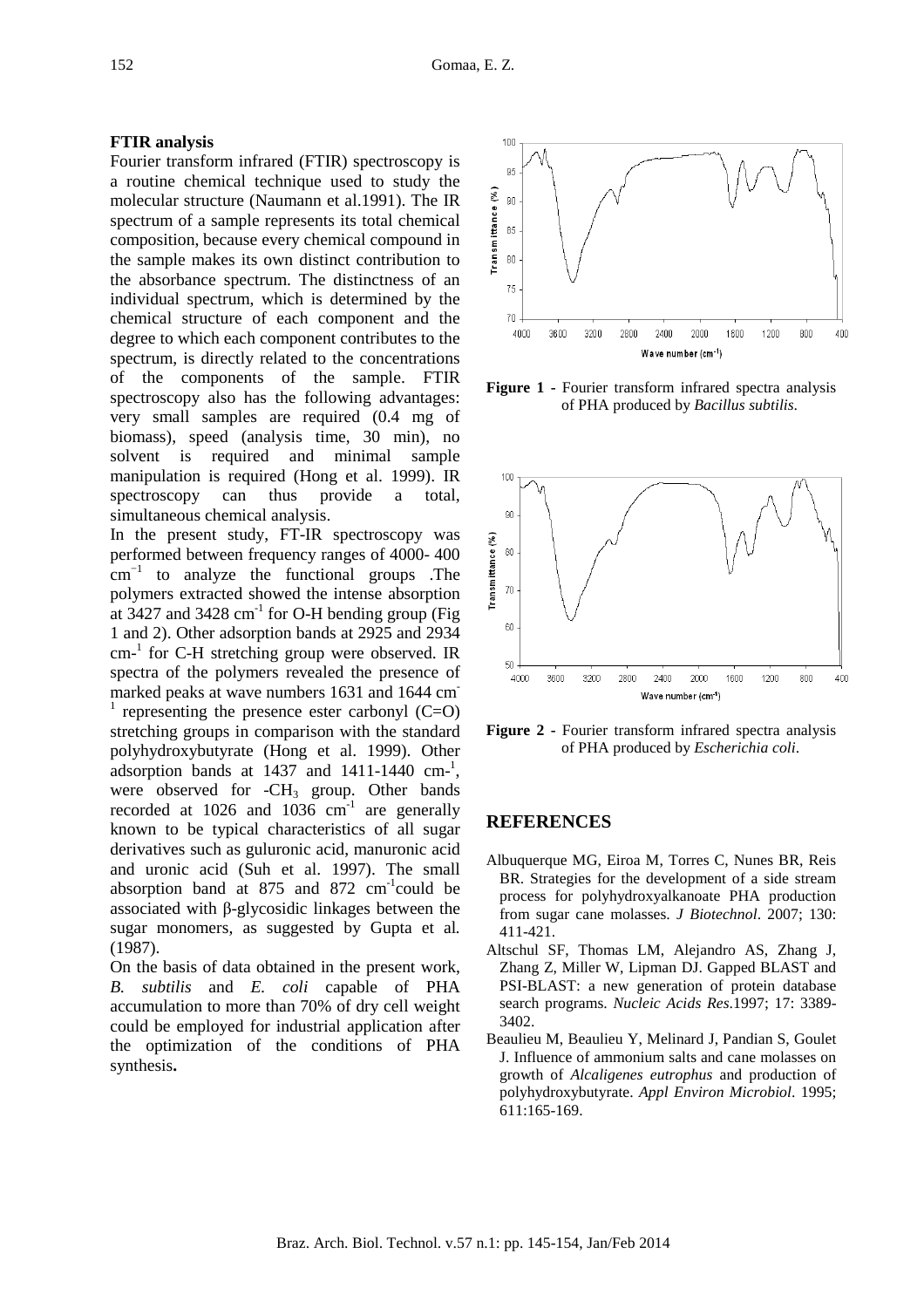**FTIR analysis**

Fourier transform infrared (FTIR) spectroscopy is a routine chemical technique used to study the molecular structure (Naumann et al.1991). The IR spectrum of a sample represents its total chemical composition, because every chemical compound in the sample makes its own distinct contribution to the absorbance spectrum. The distinctness of an individual spectrum, which is determined by the chemical structure of each component and the degree to which each component contributes to the spectrum, is directly related to the concentrations of the components of the sample. FTIR spectroscopy also has the following advantages: very small samples are required (0.4 mg of biomass), speed (analysis time, 30 min), no solvent is required and minimal sample manipulation is required (Hong et al. 1999). IR spectroscopy can thus provide a total, simultaneous chemical analysis.

In the present study, FT-IR spectroscopy was performed between frequency ranges of 4000- 400 $cm^{-1}$ to analyze the functional groups .The polymers extracted showed the intense absorption at 3427 and 3428 $cm^{-1}$ for O-H bending group (Fig 1 and 2). Other adsorption bands at 2925 and 2934 $cm^{-1}$ for C-H stretching group were observed. IR spectra of the polymers revealed the presence of marked peaks at wave numbers 1631 and 1644 $cm^{-1}$ representing the presence ester carbonyl (C=O) stretching groups in comparison with the standard polyhydroxybutyrate (Hong et al. 1999). Other adsorption bands at 1437 and 1411-1440 $cm^{-1}$, were observed for $-CH_3$ group. Other bands recorded at 1026 and 1036 $cm^{-1}$ are generally known to be typical characteristics of all sugar derivatives such as guluronic acid, manuronic acid and uronic acid (Suh et al. 1997). The small absorption band at 875 and 872 $cm^{-1}$could be associated with β-glycosidic linkages between the sugar monomers, as suggested by Gupta et al*.* (1987).

On the basis of data obtained in the present work, *B. subtilis* and *E. coli* capable of PHA accumulation to more than 70% of dry cell weight could be employed for industrial application after the optimization of the conditions of PHA synthesis**.**

**Figure 1 -** Fourier transform infrared spectra analysis of PHA produced by *Bacillus subtilis*.

**Figure 2 -** Fourier transform infrared spectra analysis of PHA produced by *Escherichia coli*.

## REFERENCES

Albuquerque MG, Eiroa M, Torres C, Nunes BR, Reis BR. Strategies for the development of a side stream process for polyhydroxyalkanoate PHA production from sugar cane molasses. *J Biotechnol*. 2007; 130: 411-421.

Altschul SF, Thomas LM, Alejandro AS, Zhang J, Zhang Z, Miller W, Lipman DJ. Gapped BLAST and PSI-BLAST: a new generation of protein database search programs. *Nucleic Acids Res*.1997; 17: 3389-3402.

Beaulieu M, Beaulieu Y, Melinard J, Pandian S, Goulet J. Influence of ammonium salts and cane molasses on growth of *Alcaligenes eutrophus* and production of polyhydroxybutyrate. *Appl Environ Microbiol*. 1995; 611:165-169.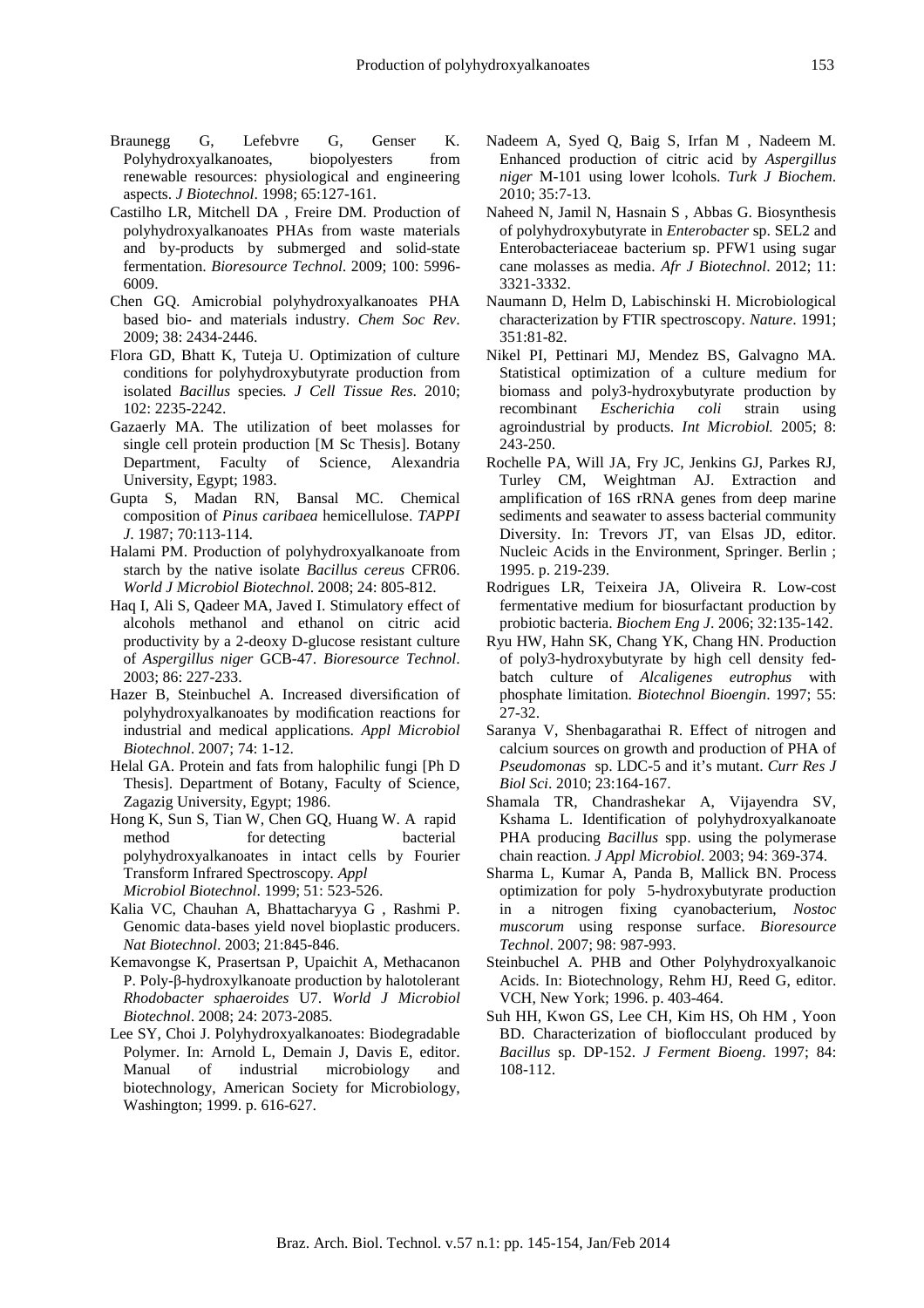Braunegg G, Lefebvre G, Genser K. Polyhydroxyalkanoates, biopolyesters from renewable resources: physiological and engineering aspects. *J Biotechnol*. 1998; 65:127-161.

Castilho LR, Mitchell DA , Freire DM. Production of polyhydroxyalkanoates PHAs from waste materials and by-products by submerged and solid-state fermentation. *Bioresource Technol*. 2009; 100: 5996-6009.

Chen GQ. Amicrobial polyhydroxyalkanoates PHA based bio- and materials industry. *Chem Soc Rev*. 2009; 38: 2434-2446.

Flora GD, Bhatt K, Tuteja U. Optimization of culture conditions for polyhydroxybutyrate production from isolated *Bacillus* species*. J Cell Tissue Res*. 2010; 102: 2235-2242.

Gazaerly MA. The utilization of beet molasses for single cell protein production [M Sc Thesis]. Botany Department, Faculty of Science, Alexandria University, Egypt; 1983.

Gupta S, Madan RN, Bansal MC. Chemical composition of *Pinus caribaea* hemicellulose. *TAPPI J*. 1987; 70:113-114.

Halami PM. Production of polyhydroxyalkanoate from starch by the native isolate *Bacillus cereus* CFR06. *World J Microbiol Biotechnol*. 2008; 24: 805-812.

Haq I, Ali S, Qadeer MA, Javed I. Stimulatory effect of alcohols methanol and ethanol on citric acid productivity by a 2-deoxy D-glucose resistant culture of *Aspergillus niger* GCB-47. *Bioresource Technol*. 2003; 86: 227-233.

Hazer B, Steinbuchel A. Increased diversification of polyhydroxyalkanoates by modification reactions for industrial and medical applications. *Appl Microbiol Biotechnol*. 2007; 74: 1-12.

Helal GA. Protein and fats from halophilic fungi [Ph D Thesis]. Department of Botany, Faculty of Science, Zagazig University, Egypt; 1986.

Hong K, Sun S, Tian W, Chen GQ, Huang W. A rapid method for detecting bacterial polyhydroxyalkanoates in intact cells by Fourier Transform Infrared Spectroscopy. *Appl Microbiol Biotechnol*. 1999; 51: 523-526.

Kalia VC, Chauhan A, Bhattacharyya G , Rashmi P. Genomic data-bases yield novel bioplastic producers. *Nat Biotechnol*. 2003; 21:845-846.

Kemavongse K, Prasertsan P, Upaichit A, Methacanon P. Poly-β-hydroxylkanoate production by halotolerant *Rhodobacter sphaeroides* U7. *World J Microbiol Biotechnol*. 2008; 24: 2073-2085.

Lee SY, Choi J. Polyhydroxyalkanoates: Biodegradable Polymer. In: Arnold L, Demain J, Davis E, editor. Manual of industrial microbiology and biotechnology, American Society for Microbiology, Washington; 1999. p. 616-627.

Nadeem A, Syed Q, Baig S, Irfan M , Nadeem M. Enhanced production of citric acid by *Aspergillus niger* M-101 using lower lcohols. *Turk J Biochem*. 2010; 35:7-13.

Naheed N, Jamil N, Hasnain S , Abbas G. Biosynthesis of polyhydroxybutyrate in *Enterobacter* sp. SEL2 and Enterobacteriaceae bacterium sp. PFW1 using sugar cane molasses as media. *Afr J Biotechnol*. 2012; 11: 3321-3332.

Naumann D, Helm D, Labischinski H. Microbiological characterization by FTIR spectroscopy. *Nature*. 1991; 351:81-82.

Nikel PI, Pettinari MJ, Mendez BS, Galvagno MA. Statistical optimization of a culture medium for biomass and poly3-hydroxybutyrate production by recombinant *Escherichia coli* strain using agroindustrial by products. *Int Microbiol.* 2005; 8: 243-250.

Rochelle PA, Will JA, Fry JC, Jenkins GJ, Parkes RJ, Turley CM, Weightman AJ. Extraction and amplification of 16S rRNA genes from deep marine sediments and seawater to assess bacterial community Diversity. In: Trevors JT, van Elsas JD, editor. Nucleic Acids in the Environment, Springer. Berlin ; 1995. p. 219-239.

Rodrigues LR, Teixeira JA, Oliveira R. Low-cost fermentative medium for biosurfactant production by probiotic bacteria. *Biochem Eng J*. 2006; 32:135-142.

Ryu HW, Hahn SK, Chang YK, Chang HN. Production of poly3-hydroxybutyrate by high cell density fed-batch culture of *Alcaligenes eutrophus* with phosphate limitation. *Biotechnol Bioengin*. 1997; 55: 27-32.

Saranya V, Shenbagarathai R. Effect of nitrogen and calcium sources on growth and production of PHA of *Pseudomonas* sp. LDC-5 and it's mutant. *Curr Res J Biol Sci*. 2010; 23:164-167.

Shamala TR, Chandrashekar A, Vijayendra SV, Kshama L. Identification of polyhydroxyalkanoate PHA producing *Bacillus* spp. using the polymerase chain reaction. *J Appl Microbiol*. 2003; 94: 369-374.

Sharma L, Kumar A, Panda B, Mallick BN. Process optimization for poly 5-hydroxybutyrate production in a nitrogen fixing cyanobacterium, *Nostoc muscorum* using response surface. *Bioresource Technol*. 2007; 98: 987-993.

Steinbuchel A. PHB and Other Polyhydroxyalkanoic Acids. In: Biotechnology, Rehm HJ, Reed G, editor. VCH, New York; 1996. p. 403-464.

Suh HH, Kwon GS, Lee CH, Kim HS, Oh HM , Yoon BD. Characterization of bioflocculant produced by *Bacillus* sp. DP-152. *J Ferment Bioeng*. 1997; 84: 108-112.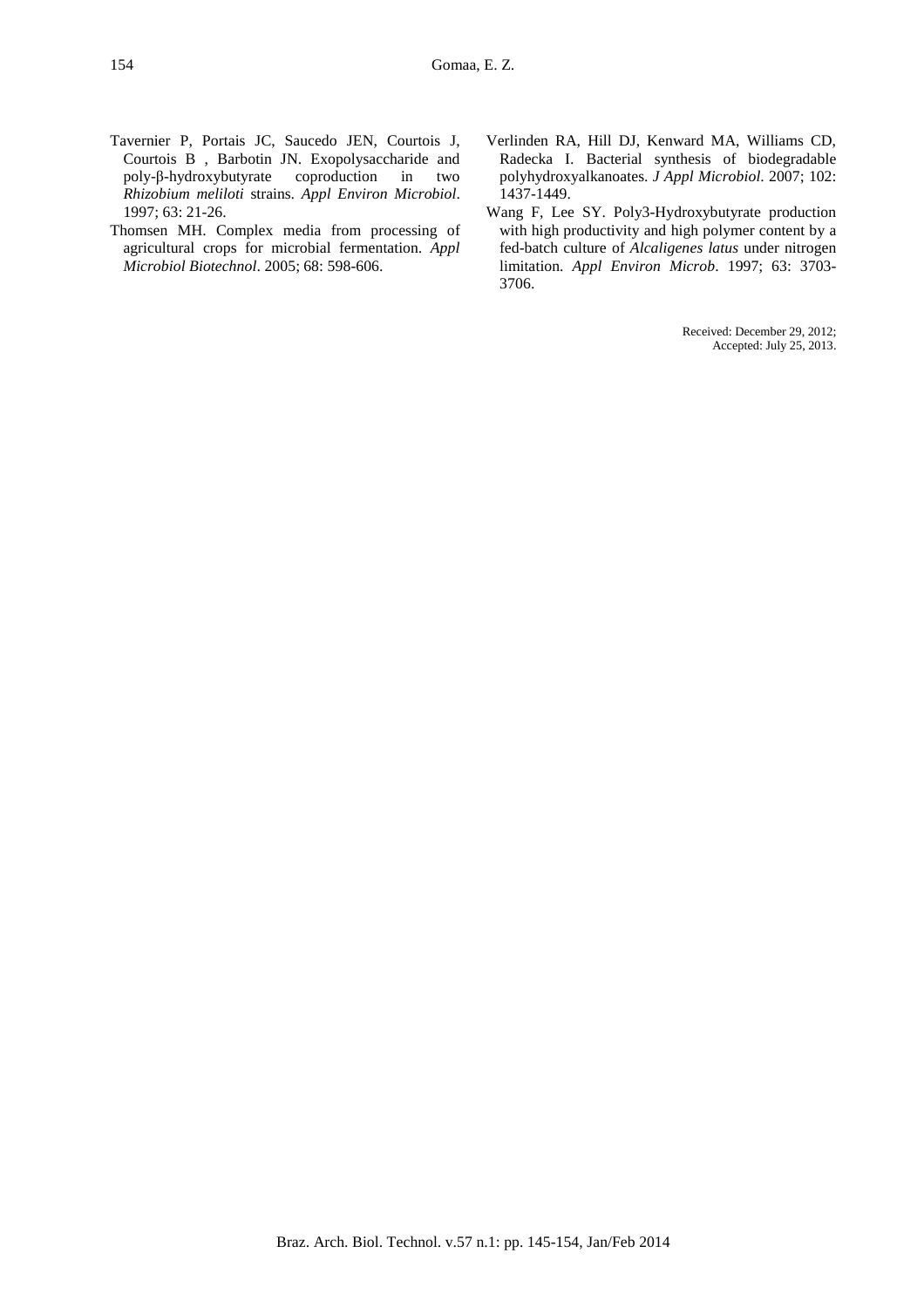Tavernier P, Portais JC, Saucedo JEN, Courtois J, Courtois B , Barbotin JN. Exopolysaccharide and poly-β-hydroxybutyrate coproduction in two *Rhizobium meliloti* strains. *Appl Environ Microbiol*. 1997; 63: 21-26.

Thomsen MH. Complex media from processing of agricultural crops for microbial fermentation. *Appl Microbiol Biotechnol*. 2005; 68: 598-606.

Verlinden RA, Hill DJ, Kenward MA, Williams CD, Radecka I. Bacterial synthesis of biodegradable polyhydroxyalkanoates. *J Appl Microbiol.* 2007; 102: 1437-1449.

Wang F, Lee SY. Poly3-Hydroxybutyrate production with high productivity and high polymer content by a fed-batch culture of *Alcaligenes latus* under nitrogen limitation. *Appl Environ Microb*. 1997; 63: 3703-3706.

Received: December 29, 2012;
Accepted: July 25, 2013.